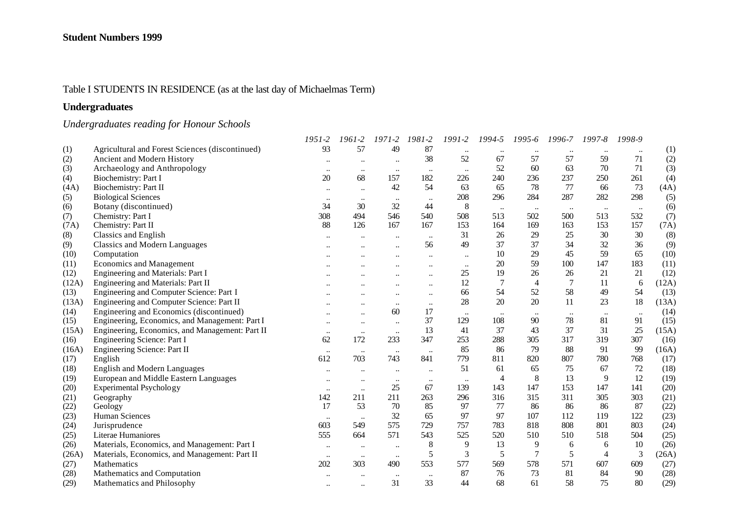**Student Numbers 1999**

Table I STUDENTS IN RESIDENCE (as at the last day of Michaelmas Term)

**Undergraduates**

*Undergraduates reading for Honour Schools*

| | | *1951-2* | *1961-2* | *1971-2* | *1981-2* | *1991-2* | *1994-5* | *1995-6* | *1996-7* | *1997-8* | *1998-9* | |
|---|---|---|---|---|---|---|---|---|---|---|---|---|
| (1) | Agricultural and Forest Sciences (discontinued) | 93 | 57 | 49 | 87 | .. | .. | .. | .. | .. | .. | (1) |
| (2) | Ancient and Modern History | .. | .. | .. | 38 | 52 | 67 | 57 | 57 | 59 | 71 | (2) |
| (3) | Archaeology and Anthropology | .. | .. | .. | .. | .. | 52 | 60 | 63 | 70 | 71 | (3) |
| (4) | Biochemistry: Part I | 20 | 68 | 157 | 182 | 226 | 240 | 236 | 237 | 250 | 261 | (4) |
| (4A) | Biochemistry: Part II | .. | .. | 42 | 54 | 63 | 65 | 78 | 77 | 66 | 73 | (4A) |
| (5) | Biological Sciences | .. | .. | .. | .. | 208 | 296 | 284 | 287 | 282 | 298 | (5) |
| (6) | Botany (discontinued) | 34 | 30 | 32 | 44 | 8 | .. | .. | .. | .. | .. | (6) |
| (7) | Chemistry: Part I | 308 | 494 | 546 | 540 | 508 | 513 | 502 | 500 | 513 | 532 | (7) |
| (7A) | Chemistry: Part II | 88 | 126 | 167 | 167 | 153 | 164 | 169 | 163 | 153 | 157 | (7A) |
| (8) | Classics and English | .. | .. | .. | .. | 31 | 26 | 29 | 25 | 30 | 30 | (8) |
| (9) | Classics and Modern Languages | .. | .. | .. | 56 | 49 | 37 | 37 | 34 | 32 | 36 | (9) |
| (10) | Computation | .. | .. | .. | .. | .. | 10 | 29 | 45 | 59 | 65 | (10) |
| (11) | Economics and Management | .. | .. | .. | .. | .. | 20 | 59 | 100 | 147 | 183 | (11) |
| (12) | Engineering and Materials: Part I | .. | .. | .. | .. | 25 | 19 | 26 | 26 | 21 | 21 | (12) |
| (12A) | Engineering and Materials: Part II | .. | .. | .. | .. | 12 | 7 | 4 | 7 | 11 | 6 | (12A) |
| (13) | Engineering and Computer Science: Part I | .. | .. | .. | .. | 66 | 54 | 52 | 58 | 49 | 54 | (13) |
| (13A) | Engineering and Computer Science: Part II | .. | .. | .. | .. | 28 | 20 | 20 | 11 | 23 | 18 | (13A) |
| (14) | Engineering and Economics (discontinued) | .. | .. | 60 | 17 | .. | .. | .. | .. | .. | .. | (14) |
| (15) | Engineering, Economics, and Management: Part I | .. | .. | .. | 37 | 129 | 108 | 90 | 78 | 81 | 91 | (15) |
| (15A) | Engineering, Economics, and Management: Part II | .. | .. | .. | 13 | 41 | 37 | 43 | 37 | 31 | 25 | (15A) |
| (16) | Engineering Science: Part I | 62 | 172 | 233 | 347 | 253 | 288 | 305 | 317 | 319 | 307 | (16) |
| (16A) | Engineering Science: Part II | .. | .. | .. | .. | 85 | 86 | 79 | 88 | 91 | 99 | (16A) |
| (17) | English | 612 | 703 | 743 | 841 | 779 | 811 | 820 | 807 | 780 | 768 | (17) |
| (18) | English and Modern Languages | .. | .. | .. | .. | 51 | 61 | 65 | 75 | 67 | 72 | (18) |
| (19) | European and Middle Eastern Languages | .. | .. | .. | .. | .. | 4 | 8 | 13 | 9 | 12 | (19) |
| (20) | Experimental Psychology | .. | .. | 25 | 67 | 139 | 143 | 147 | 153 | 147 | 141 | (20) |
| (21) | Geography | 142 | 211 | 211 | 263 | 296 | 316 | 315 | 311 | 305 | 303 | (21) |
| (22) | Geology | 17 | 53 | 70 | 85 | 97 | 77 | 86 | 86 | 86 | 87 | (22) |
| (23) | Human Sciences | .. | .. | 32 | 65 | 97 | 97 | 107 | 112 | 119 | 122 | (23) |
| (24) | Jurisprudence | 603 | 549 | 575 | 729 | 757 | 783 | 818 | 808 | 801 | 803 | (24) |
| (25) | Literae Humaniores | 555 | 664 | 571 | 543 | 525 | 520 | 510 | 510 | 518 | 504 | (25) |
| (26) | Materials, Economics, and Management: Part I | .. | .. | .. | 8 | 9 | 13 | 9 | 6 | 6 | 10 | (26) |
| (26A) | Materials, Economics, and Management: Part II | .. | .. | .. | 5 | 3 | 5 | 7 | 5 | 4 | 3 | (26A) |
| (27) | Mathematics | 202 | 303 | 490 | 553 | 577 | 569 | 578 | 571 | 607 | 609 | (27) |
| (28) | Mathematics and Computation | .. | .. | .. | .. | 87 | 76 | 73 | 81 | 84 | 90 | (28) |
| (29) | Mathematics and Philosophy | .. | .. | 31 | 33 | 44 | 68 | 61 | 58 | 75 | 80 | (29) |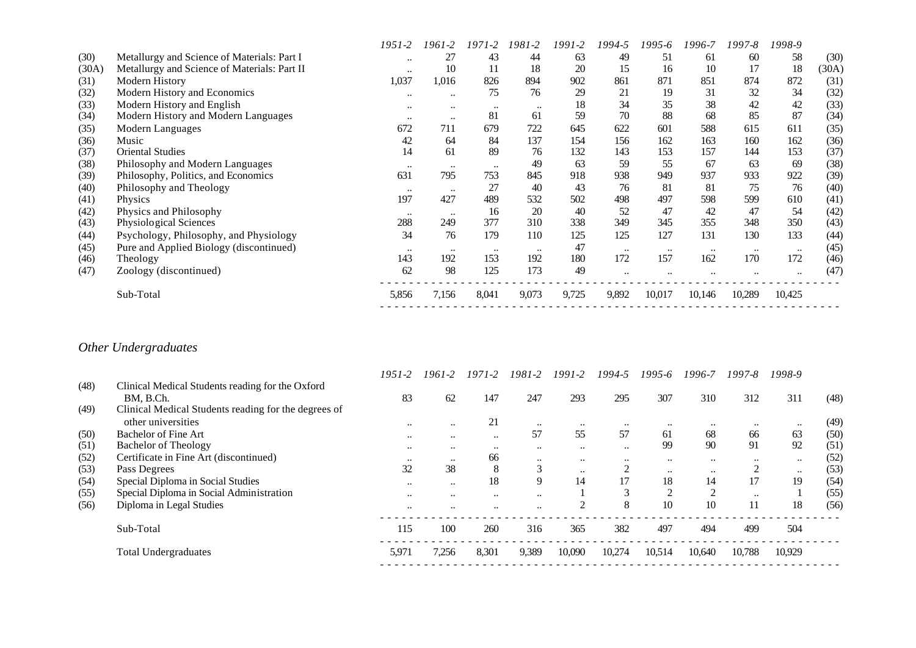| | | 1951-2 | 1961-2 | 1971-2 | 1981-2 | 1991-2 | 1994-5 | 1995-6 | 1996-7 | 1997-8 | 1998-9 | |
|---|---|---|---|---|---|---|---|---|---|---|---|---|
| (30) | Metallurgy and Science of Materials: Part I | .. | 27 | 43 | 44 | 63 | 49 | 51 | 61 | 60 | 58 | (30) |
| (30A) | Metallurgy and Science of Materials: Part II | .. | 10 | 11 | 18 | 20 | 15 | 16 | 10 | 17 | 18 | (30A) |
| (31) | Modern History | 1,037 | 1,016 | 826 | 894 | 902 | 861 | 871 | 851 | 874 | 872 | (31) |
| (32) | Modern History and Economics | .. | .. | 75 | 76 | 29 | 21 | 19 | 31 | 32 | 34 | (32) |
| (33) | Modern History and English | .. | .. | .. | .. | 18 | 34 | 35 | 38 | 42 | 42 | (33) |
| (34) | Modern History and Modern Languages | .. | .. | 81 | 61 | 59 | 70 | 88 | 68 | 85 | 87 | (34) |
| (35) | Modern Languages | 672 | 711 | 679 | 722 | 645 | 622 | 601 | 588 | 615 | 611 | (35) |
| (36) | Music | 42 | 64 | 84 | 137 | 154 | 156 | 162 | 163 | 160 | 162 | (36) |
| (37) | Oriental Studies | 14 | 61 | 89 | 76 | 132 | 143 | 153 | 157 | 144 | 153 | (37) |
| (38) | Philosophy and Modern Languages | .. | .. | .. | 49 | 63 | 59 | 55 | 67 | 63 | 69 | (38) |
| (39) | Philosophy, Politics, and Economics | 631 | 795 | 753 | 845 | 918 | 938 | 949 | 937 | 933 | 922 | (39) |
| (40) | Philosophy and Theology | .. | .. | 27 | 40 | 43 | 76 | 81 | 81 | 75 | 76 | (40) |
| (41) | Physics | 197 | 427 | 489 | 532 | 502 | 498 | 497 | 598 | 599 | 610 | (41) |
| (42) | Physics and Philosophy | .. | .. | 16 | 20 | 40 | 52 | 47 | 42 | 47 | 54 | (42) |
| (43) | Physiological Sciences | 288 | 249 | 377 | 310 | 338 | 349 | 345 | 355 | 348 | 350 | (43) |
| (44) | Psychology, Philosophy, and Physiology | 34 | 76 | 179 | 110 | 125 | 125 | 127 | 131 | 130 | 133 | (44) |
| (45) | Pure and Applied Biology (discontinued) | .. | .. | .. | .. | 47 | .. | .. | .. | .. | .. | (45) |
| (46) | Theology | 143 | 192 | 153 | 192 | 180 | 172 | 157 | 162 | 170 | 172 | (46) |
| (47) | Zoology (discontinued) | 62 | 98 | 125 | 173 | 49 | .. | .. | .. | .. | .. | (47) |
| | Sub-Total | 5,856 | 7,156 | 8,041 | 9,073 | 9,725 | 9,892 | 10,017 | 10,146 | 10,289 | 10,425 | |

## *Other Undergraduates*

| | | 1951-2 | 1961-2 | 1971-2 | 1981-2 | 1991-2 | 1994-5 | 1995-6 | 1996-7 | 1997-8 | 1998-9 | |
|---|---|---|---|---|---|---|---|---|---|---|---|---|
| (48) | Clinical Medical Students reading for the Oxford BM, B.Ch. | 83 | 62 | 147 | 247 | 293 | 295 | 307 | 310 | 312 | 311 | (48) |
| (49) | Clinical Medical Students reading for the degrees of other universities | .. | .. | 21 | .. | .. | .. | .. | .. | .. | .. | (49) |
| (50) | Bachelor of Fine Art | .. | .. | .. | 57 | 55 | 57 | 61 | 68 | 66 | 63 | (50) |
| (51) | Bachelor of Theology | .. | .. | .. | .. | .. | .. | 99 | 90 | 91 | 92 | (51) |
| (52) | Certificate in Fine Art (discontinued) | .. | .. | 66 | .. | .. | .. | .. | .. | .. | .. | (52) |
| (53) | Pass Degrees | 32 | 38 | 8 | 3 | .. | 2 | .. | .. | 2 | .. | (53) |
| (54) | Special Diploma in Social Studies | .. | .. | 18 | 9 | 14 | 17 | 18 | 14 | 17 | 19 | (54) |
| (55) | Special Diploma in Social Administration | .. | .. | .. | .. | 1 | 3 | 2 | 2 | .. | 1 | (55) |
| (56) | Diploma in Legal Studies | .. | .. | .. | .. | 2 | 8 | 10 | 10 | 11 | 18 | (56) |
| | Sub-Total | 115 | 100 | 260 | 316 | 365 | 382 | 497 | 494 | 499 | 504 | |
| | Total Undergraduates | 5,971 | 7,256 | 8,301 | 9,389 | 10,090 | 10,274 | 10,514 | 10,640 | 10,788 | 10,929 | |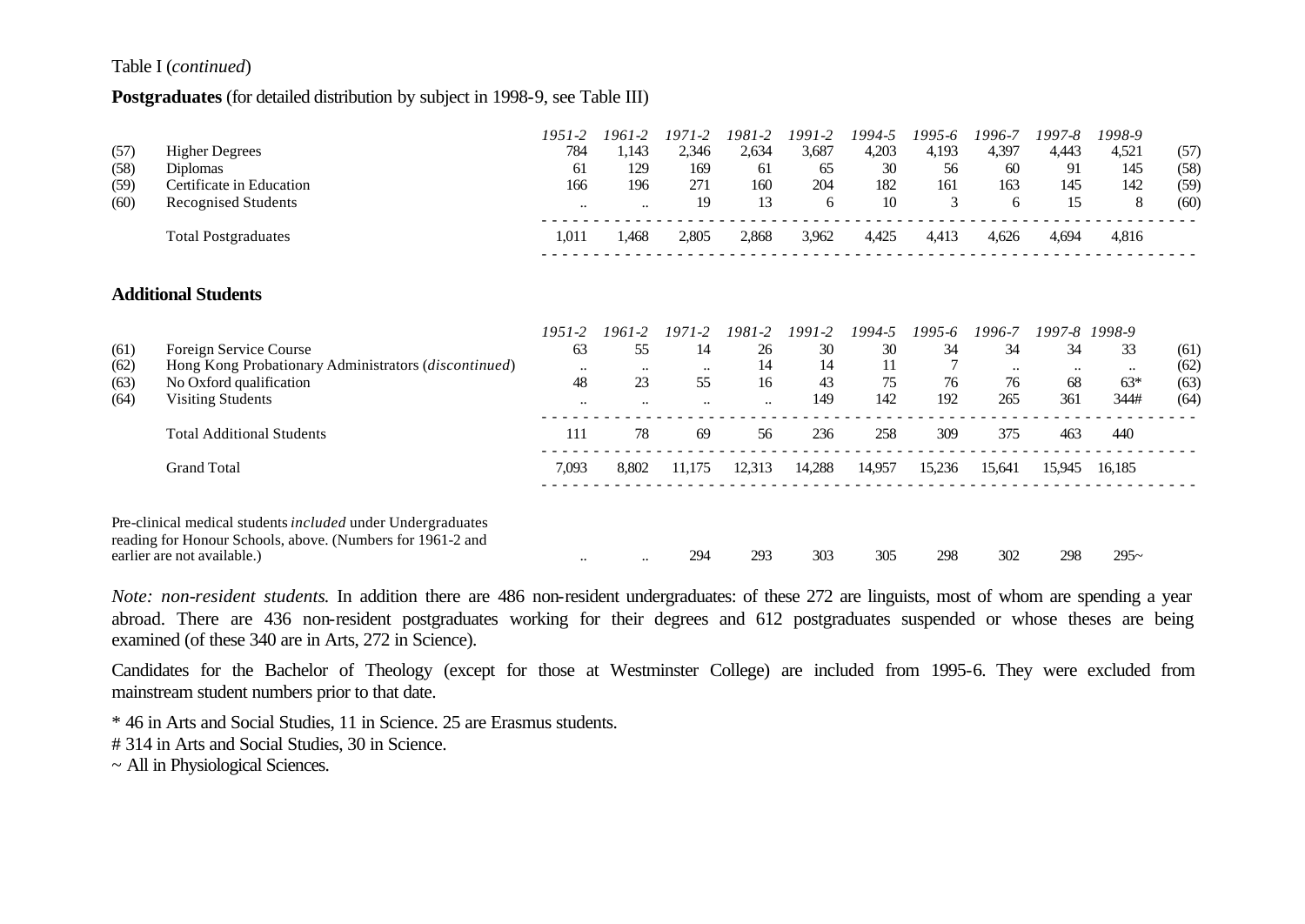Table I (*continued*)

**Postgraduates** (for detailed distribution by subject in 1998-9, see Table III)

| | | *1951-2* | *1961-2* | *1971-2* | *1981-2* | *1991-2* | *1994-5* | *1995-6* | *1996-7* | *1997-8* | *1998-9* | |
|---|---|---|---|---|---|---|---|---|---|---|---|---|
| (57) | Higher Degrees | 784 | 1,143 | 2,346 | 2,634 | 3,687 | 4,203 | 4,193 | 4,397 | 4,443 | 4,521 | (57) |
| (58) | Diplomas | 61 | 129 | 169 | 61 | 65 | 30 | 56 | 60 | 91 | 145 | (58) |
| (59) | Certificate in Education | 166 | 196 | 271 | 160 | 204 | 182 | 161 | 163 | 145 | 142 | (59) |
| (60) | Recognised Students | .. | .. | 19 | 13 | 6 | 10 | 3 | 6 | 15 | 8 | (60) |
| | Total Postgraduates | 1,011 | 1,468 | 2,805 | 2,868 | 3,962 | 4,425 | 4,413 | 4,626 | 4,694 | 4,816 | |

**Additional Students**

| | | *1951-2* | *1961-2* | *1971-2* | *1981-2* | *1991-2* | *1994-5* | *1995-6* | *1996-7* | *1997-8* | *1998-9* | |
|---|---|---|---|---|---|---|---|---|---|---|---|---|
| (61) | Foreign Service Course | 63 | 55 | 14 | 26 | 30 | 30 | 34 | 34 | 34 | 33 | (61) |
| (62) | Hong Kong Probationary Administrators (*discontinued*) | .. | .. | .. | 14 | 14 | 11 | 7 | .. | .. | .. | (62) |
| (63) | No Oxford qualification | 48 | 23 | 55 | 16 | 43 | 75 | 76 | 76 | 68 | 63* | (63) |
| (64) | Visiting Students | .. | .. | .. | .. | 149 | 142 | 192 | 265 | 361 | 344# | (64) |
| | Total Additional Students | 111 | 78 | 69 | 56 | 236 | 258 | 309 | 375 | 463 | 440 | |
| | Grand Total | 7,093 | 8,802 | 11,175 | 12,313 | 14,288 | 14,957 | 15,236 | 15,641 | 15,945 | 16,185 | |
| | Pre-clinical medical students *included* under Undergraduates reading for Honour Schools, above. (Numbers for 1961-2 and earlier are not available.) | .. | .. | 294 | 293 | 303 | 305 | 298 | 302 | 298 | 295~ | |

*Note: non-resident students.* In addition there are 486 non-resident undergraduates: of these 272 are linguists, most of whom are spending a year abroad. There are 436 non-resident postgraduates working for their degrees and 612 postgraduates suspended or whose theses are being examined (of these 340 are in Arts, 272 in Science).

Candidates for the Bachelor of Theology (except for those at Westminster College) are included from 1995-6. They were excluded from mainstream student numbers prior to that date.

* 46 in Arts and Social Studies, 11 in Science. 25 are Erasmus students.

# 314 in Arts and Social Studies, 30 in Science.

~ All in Physiological Sciences.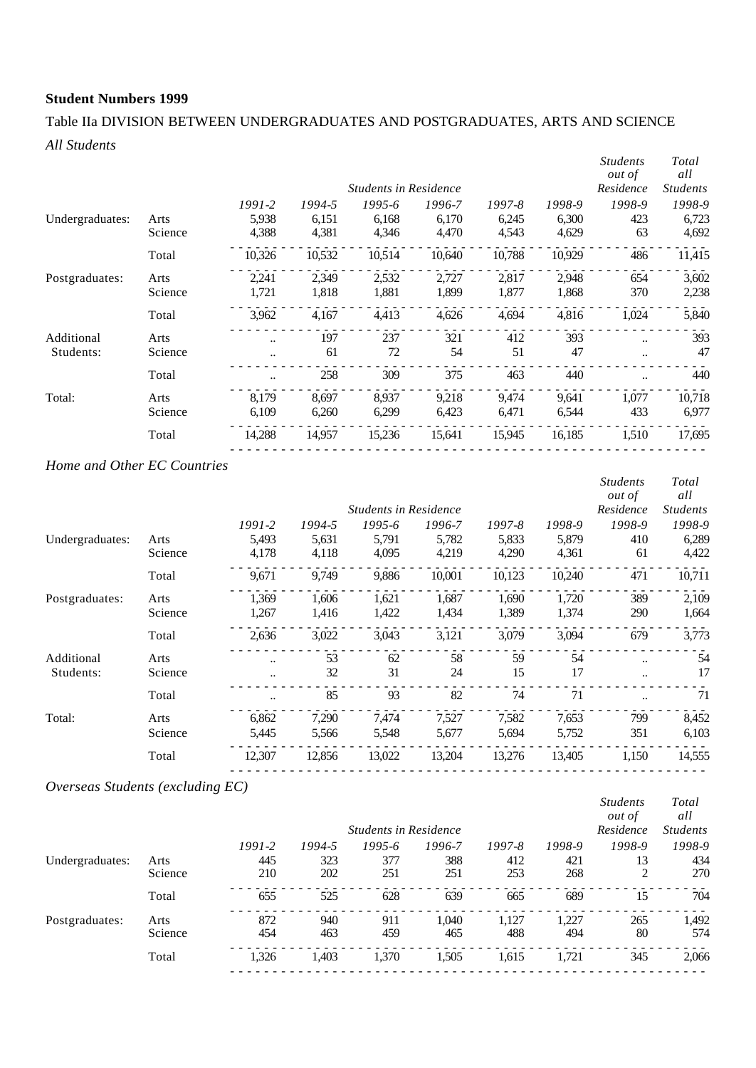**Student Numbers 1999**

Table IIa DIVISION BETWEEN UNDERGRADUATES AND POSTGRADUATES, ARTS AND SCIENCE

*All Students*

| | | *Students in Residence* | | | | | | *Students out of Residence* | *Total all Students* |
|---|---|---|---|---|---|---|---|---|---|
| | | *1991-2* | *1994-5* | *1995-6* | *1996-7* | *1997-8* | *1998-9* | *1998-9* | *1998-9* |
| Undergraduates: | Arts | 5,938 | 6,151 | 6,168 | 6,170 | 6,245 | 6,300 | 423 | 6,723 |
| | Science | 4,388 | 4,381 | 4,346 | 4,470 | 4,543 | 4,629 | 63 | 4,692 |
| | Total | 10,326 | 10,532 | 10,514 | 10,640 | 10,788 | 10,929 | 486 | 11,415 |
| Postgraduates: | Arts | 2,241 | 2,349 | 2,532 | 2,727 | 2,817 | 2,948 | 654 | 3,602 |
| | Science | 1,721 | 1,818 | 1,881 | 1,899 | 1,877 | 1,868 | 370 | 2,238 |
| | Total | 3,962 | 4,167 | 4,413 | 4,626 | 4,694 | 4,816 | 1,024 | 5,840 |
| Additional Students: | Arts | .. | 197 | 237 | 321 | 412 | 393 | .. | 393 |
| | Science | .. | 61 | 72 | 54 | 51 | 47 | .. | 47 |
| | Total | .. | 258 | 309 | 375 | 463 | 440 | .. | 440 |
| Total: | Arts | 8,179 | 8,697 | 8,937 | 9,218 | 9,474 | 9,641 | 1,077 | 10,718 |
| | Science | 6,109 | 6,260 | 6,299 | 6,423 | 6,471 | 6,544 | 433 | 6,977 |
| | Total | 14,288 | 14,957 | 15,236 | 15,641 | 15,945 | 16,185 | 1,510 | 17,695 |

*Home and Other EC Countries*

| | | *Students in Residence* | | | | | | *Students out of Residence* | *Total all Students* |
|---|---|---|---|---|---|---|---|---|---|
| | | *1991-2* | *1994-5* | *1995-6* | *1996-7* | *1997-8* | *1998-9* | *1998-9* | *1998-9* |
| Undergraduates: | Arts | 5,493 | 5,631 | 5,791 | 5,782 | 5,833 | 5,879 | 410 | 6,289 |
| | Science | 4,178 | 4,118 | 4,095 | 4,219 | 4,290 | 4,361 | 61 | 4,422 |
| | Total | 9,671 | 9,749 | 9,886 | 10,001 | 10,123 | 10,240 | 471 | 10,711 |
| Postgraduates: | Arts | 1,369 | 1,606 | 1,621 | 1,687 | 1,690 | 1,720 | 389 | 2,109 |
| | Science | 1,267 | 1,416 | 1,422 | 1,434 | 1,389 | 1,374 | 290 | 1,664 |
| | Total | 2,636 | 3,022 | 3,043 | 3,121 | 3,079 | 3,094 | 679 | 3,773 |
| Additional Students: | Arts | .. | 53 | 62 | 58 | 59 | 54 | .. | 54 |
| | Science | .. | 32 | 31 | 24 | 15 | 17 | .. | 17 |
| | Total | .. | 85 | 93 | 82 | 74 | 71 | .. | 71 |
| Total: | Arts | 6,862 | 7,290 | 7,474 | 7,527 | 7,582 | 7,653 | 799 | 8,452 |
| | Science | 5,445 | 5,566 | 5,548 | 5,677 | 5,694 | 5,752 | 351 | 6,103 |
| | Total | 12,307 | 12,856 | 13,022 | 13,204 | 13,276 | 13,405 | 1,150 | 14,555 |

*Overseas Students (excluding EC)*

| | | *Students in Residence* | | | | | | *Students out of Residence* | *Total all Students* |
|---|---|---|---|---|---|---|---|---|---|
| | | *1991-2* | *1994-5* | *1995-6* | *1996-7* | *1997-8* | *1998-9* | *1998-9* | *1998-9* |
| Undergraduates: | Arts | 445 | 323 | 377 | 388 | 412 | 421 | 13 | 434 |
| | Science | 210 | 202 | 251 | 251 | 253 | 268 | 2 | 270 |
| | Total | 655 | 525 | 628 | 639 | 665 | 689 | 15 | 704 |
| Postgraduates: | Arts | 872 | 940 | 911 | 1,040 | 1,127 | 1,227 | 265 | 1,492 |
| | Science | 454 | 463 | 459 | 465 | 488 | 494 | 80 | 574 |
| | Total | 1,326 | 1,403 | 1,370 | 1,505 | 1,615 | 1,721 | 345 | 2,066 |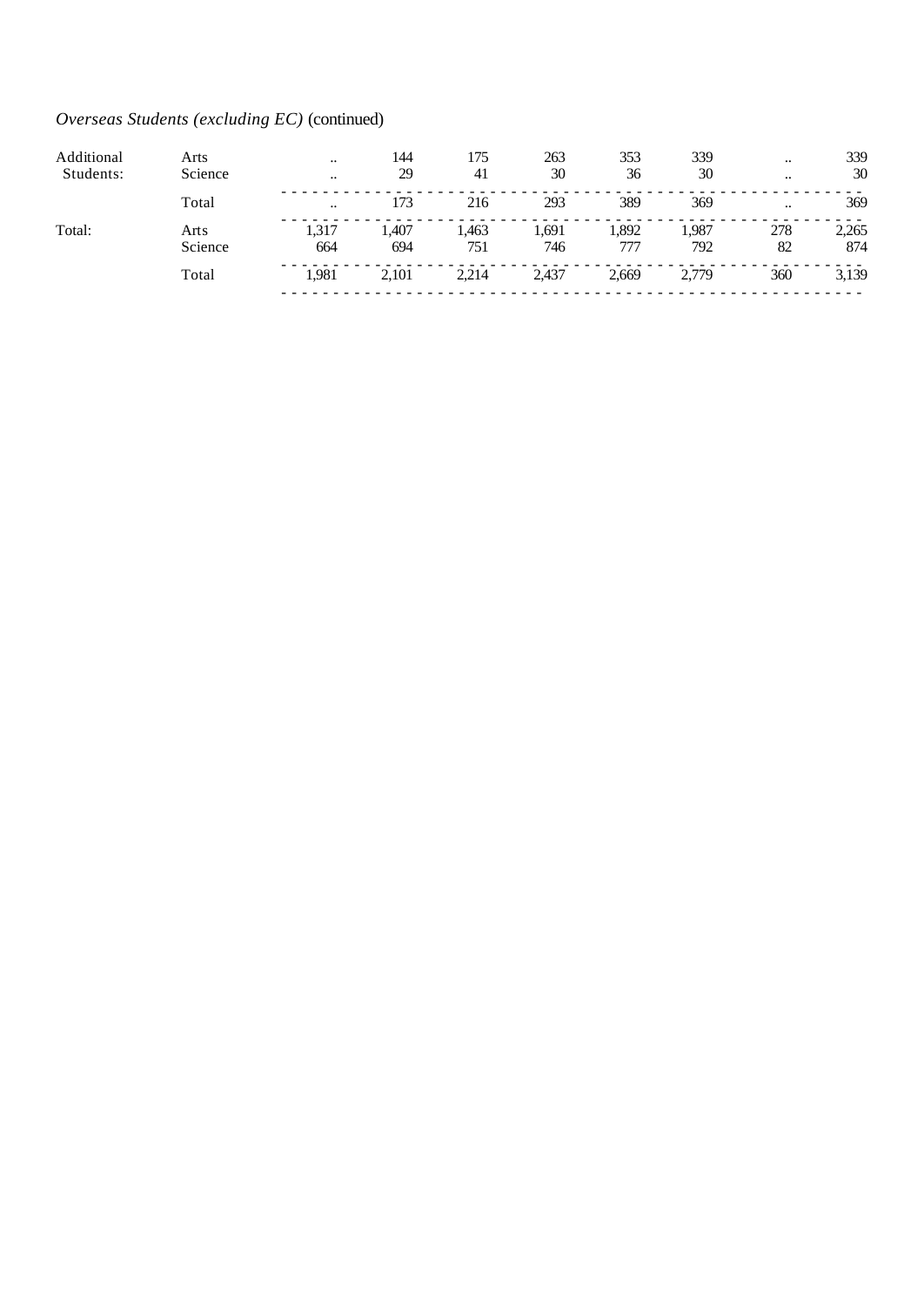*Overseas Students (excluding EC)* (continued)

| | | | | | | | | | |
|---|---|---|---|---|---|---|---|---|---|
| Additional Students: | Arts | .. | 144 | 175 | 263 | 353 | 339 | .. | 339 |
| | Science | .. | 29 | 41 | 30 | 36 | 30 | .. | 30 |
| | Total | .. | 173 | 216 | 293 | 389 | 369 | .. | 369 |
| Total: | Arts | 1,317 | 1,407 | 1,463 | 1,691 | 1,892 | 1,987 | 278 | 2,265 |
| | Science | 664 | 694 | 751 | 746 | 777 | 792 | 82 | 874 |
| | Total | 1,981 | 2,101 | 2,214 | 2,437 | 2,669 | 2,779 | 360 | 3,139 |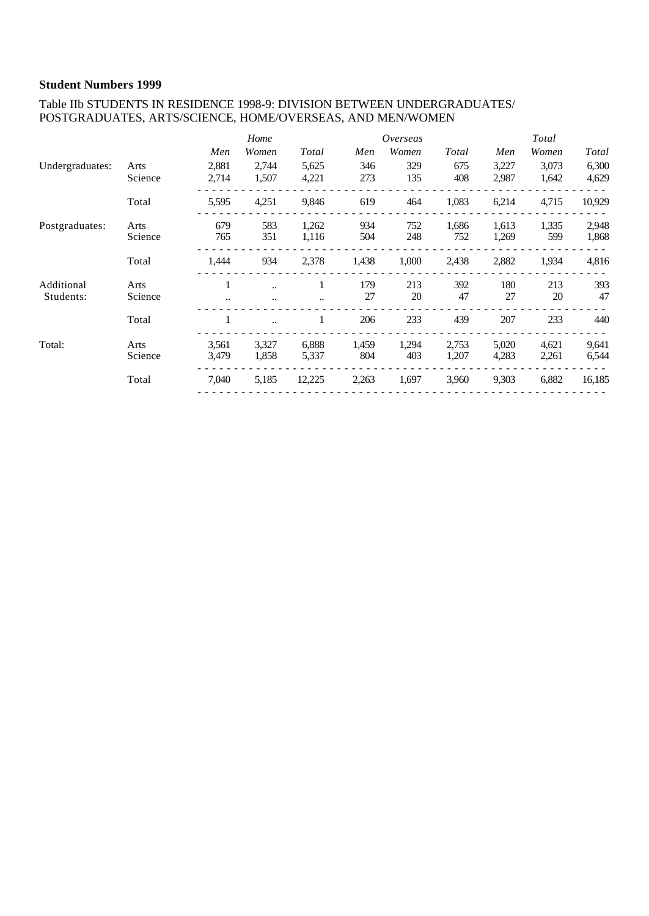**Student Numbers 1999**

Table IIb STUDENTS IN RESIDENCE 1998-9: DIVISION BETWEEN UNDERGRADUATES/ POSTGRADUATES, ARTS/SCIENCE, HOME/OVERSEAS, AND MEN/WOMEN

| | | *Home* | | | *Overseas* | | | *Total* | | |
|---|---|---|---|---|---|---|---|---|---|---|
| | | *Men* | *Women* | *Total* | *Men* | *Women* | *Total* | *Men* | *Women* | *Total* |
| Undergraduates: | Arts | 2,881 | 2,744 | 5,625 | 346 | 329 | 675 | 3,227 | 3,073 | 6,300 |
| | Science | 2,714 | 1,507 | 4,221 | 273 | 135 | 408 | 2,987 | 1,642 | 4,629 |
| | Total | 5,595 | 4,251 | 9,846 | 619 | 464 | 1,083 | 6,214 | 4,715 | 10,929 |
| Postgraduates: | Arts | 679 | 583 | 1,262 | 934 | 752 | 1,686 | 1,613 | 1,335 | 2,948 |
| | Science | 765 | 351 | 1,116 | 504 | 248 | 752 | 1,269 | 599 | 1,868 |
| | Total | 1,444 | 934 | 2,378 | 1,438 | 1,000 | 2,438 | 2,882 | 1,934 | 4,816 |
| Additional Students: | Arts | 1 | .. | 1 | 179 | 213 | 392 | 180 | 213 | 393 |
| | Science | .. | .. | .. | 27 | 20 | 47 | 27 | 20 | 47 |
| | Total | 1 | .. | 1 | 206 | 233 | 439 | 207 | 233 | 440 |
| Total: | Arts | 3,561 | 3,327 | 6,888 | 1,459 | 1,294 | 2,753 | 5,020 | 4,621 | 9,641 |
| | Science | 3,479 | 1,858 | 5,337 | 804 | 403 | 1,207 | 4,283 | 2,261 | 6,544 |
| | Total | 7,040 | 5,185 | 12,225 | 2,263 | 1,697 | 3,960 | 9,303 | 6,882 | 16,185 |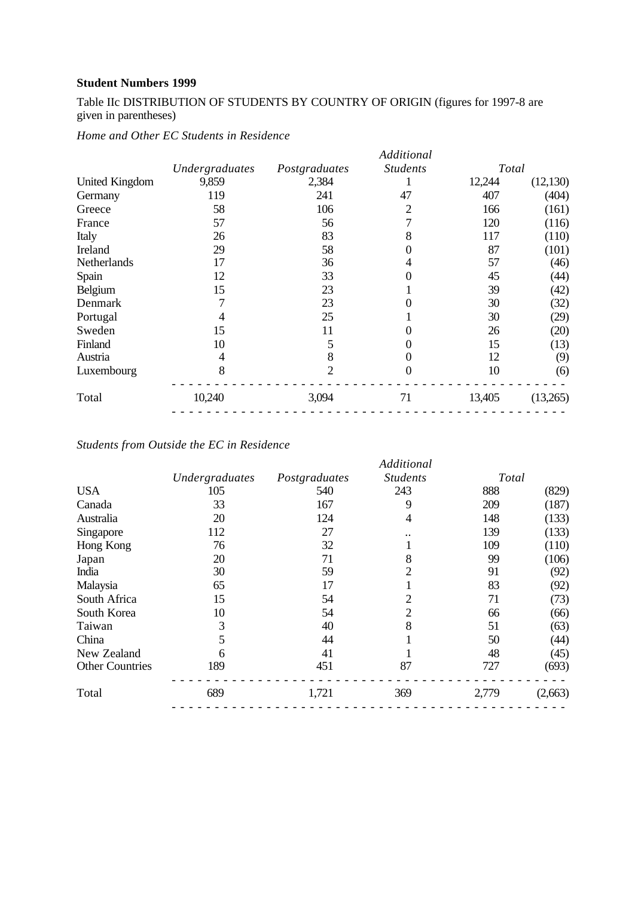**Student Numbers 1999**

Table IIc DISTRIBUTION OF STUDENTS BY COUNTRY OF ORIGIN (figures for 1997-8 are given in parentheses)

*Home and Other EC Students in Residence*

| | *Undergraduates* | *Postgraduates* | *Additional Students* | *Total* | |
|---|---|---|---|---|---|
| United Kingdom | 9,859 | 2,384 | 1 | 12,244 | (12,130) |
| Germany | 119 | 241 | 47 | 407 | (404) |
| Greece | 58 | 106 | 2 | 166 | (161) |
| France | 57 | 56 | 7 | 120 | (116) |
| Italy | 26 | 83 | 8 | 117 | (110) |
| Ireland | 29 | 58 | 0 | 87 | (101) |
| Netherlands | 17 | 36 | 4 | 57 | (46) |
| Spain | 12 | 33 | 0 | 45 | (44) |
| Belgium | 15 | 23 | 1 | 39 | (42) |
| Denmark | 7 | 23 | 0 | 30 | (32) |
| Portugal | 4 | 25 | 1 | 30 | (29) |
| Sweden | 15 | 11 | 0 | 26 | (20) |
| Finland | 10 | 5 | 0 | 15 | (13) |
| Austria | 4 | 8 | 0 | 12 | (9) |
| Luxembourg | 8 | 2 | 0 | 10 | (6) |
| Total | 10,240 | 3,094 | 71 | 13,405 | (13,265) |

*Students from Outside the EC in Residence*

| | *Undergraduates* | *Postgraduates* | *Additional Students* | *Total* | |
|---|---|---|---|---|---|
| USA | 105 | 540 | 243 | 888 | (829) |
| Canada | 33 | 167 | 9 | 209 | (187) |
| Australia | 20 | 124 | 4 | 148 | (133) |
| Singapore | 112 | 27 | .. | 139 | (133) |
| Hong Kong | 76 | 32 | 1 | 109 | (110) |
| Japan | 20 | 71 | 8 | 99 | (106) |
| India | 30 | 59 | 2 | 91 | (92) |
| Malaysia | 65 | 17 | 1 | 83 | (92) |
| South Africa | 15 | 54 | 2 | 71 | (73) |
| South Korea | 10 | 54 | 2 | 66 | (66) |
| Taiwan | 3 | 40 | 8 | 51 | (63) |
| China | 5 | 44 | 1 | 50 | (44) |
| New Zealand | 6 | 41 | 1 | 48 | (45) |
| Other Countries | 189 | 451 | 87 | 727 | (693) |
| Total | 689 | 1,721 | 369 | 2,779 | (2,663) |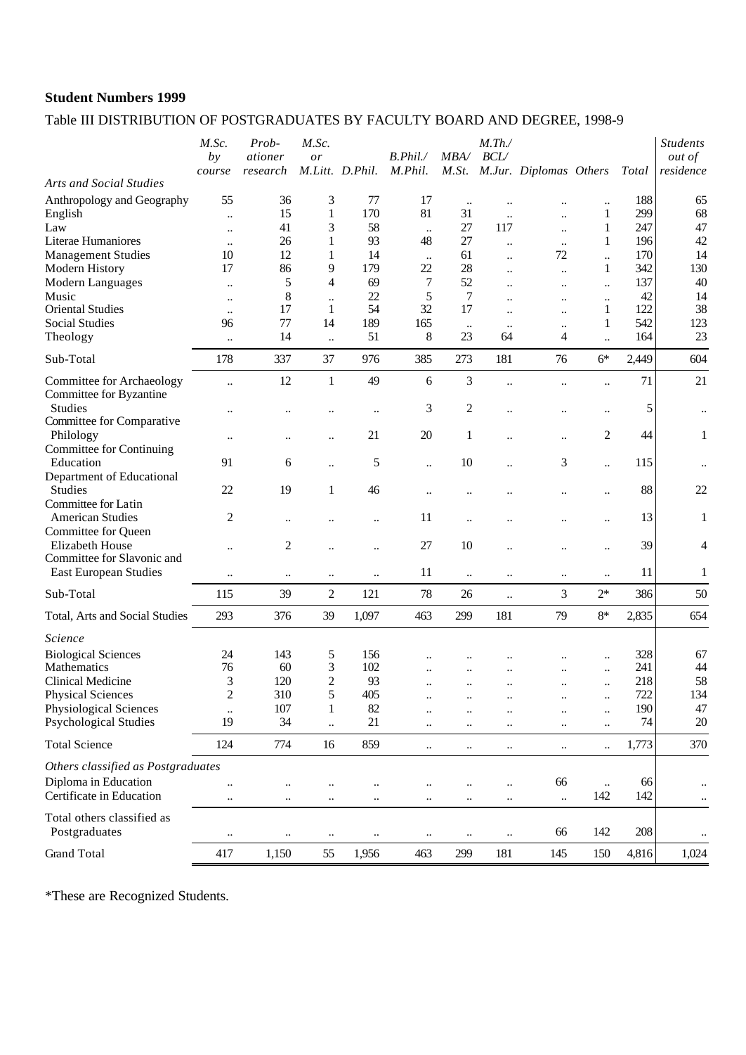**Student Numbers 1999**

Table III DISTRIBUTION OF POSTGRADUATES BY FACULTY BOARD AND DEGREE, 1998-9

| | *M.Sc. by course* | *Prob-ationer research* | *M.Sc. or M.Litt.* | *D.Phil.* | *B.Phil./ M.Phil.* | *MBA/ M.St.* | *M.Th./ BCL/ M.Jur.* | *Diplomas* | *Others* | *Total* | *Students out of residence* |
|---|---|---|---|---|---|---|---|---|---|---|---|
| *Arts and Social Studies* | | | | | | | | | | | |
| Anthropology and Geography | 55 | 36 | 3 | 77 | 17 | .. | .. | .. | .. | 188 | 65 |
| English | .. | 15 | 1 | 170 | 81 | 31 | .. | .. | 1 | 299 | 68 |
| Law | .. | 41 | 3 | 58 | .. | 27 | 117 | .. | 1 | 247 | 47 |
| Literae Humaniores | .. | 26 | 1 | 93 | 48 | 27 | .. | .. | 1 | 196 | 42 |
| Management Studies | 10 | 12 | 1 | 14 | .. | 61 | .. | 72 | .. | 170 | 14 |
| Modern History | 17 | 86 | 9 | 179 | 22 | 28 | .. | .. | 1 | 342 | 130 |
| Modern Languages | .. | 5 | 4 | 69 | 7 | 52 | .. | .. | .. | 137 | 40 |
| Music | .. | 8 | .. | 22 | 5 | 7 | .. | .. | .. | 42 | 14 |
| Oriental Studies | .. | 17 | 1 | 54 | 32 | 17 | .. | .. | 1 | 122 | 38 |
| Social Studies | 96 | 77 | 14 | 189 | 165 | .. | .. | .. | 1 | 542 | 123 |
| Theology | .. | 14 | .. | 51 | 8 | 23 | 64 | 4 | .. | 164 | 23 |
| Sub-Total | 178 | 337 | 37 | 976 | 385 | 273 | 181 | 76 | 6* | 2,449 | 604 |
| Committee for Archaeology | .. | 12 | 1 | 49 | 6 | 3 | .. | .. | .. | 71 | 21 |
| Committee for Byzantine Studies | .. | .. | .. | .. | 3 | 2 | .. | .. | .. | 5 | .. |
| Committee for Comparative Philology | .. | .. | .. | 21 | 20 | 1 | .. | .. | 2 | 44 | 1 |
| Committee for Continuing Education | 91 | 6 | .. | 5 | .. | 10 | .. | 3 | .. | 115 | .. |
| Department of Educational Studies | 22 | 19 | 1 | 46 | .. | .. | .. | .. | .. | 88 | 22 |
| Committee for Latin American Studies | 2 | .. | .. | .. | 11 | .. | .. | .. | .. | 13 | 1 |
| Committee for Queen Elizabeth House | .. | 2 | .. | .. | 27 | 10 | .. | .. | .. | 39 | 4 |
| Committee for Slavonic and East European Studies | .. | .. | .. | .. | 11 | .. | .. | .. | .. | 11 | 1 |
| Sub-Total | 115 | 39 | 2 | 121 | 78 | 26 | .. | 3 | 2* | 386 | 50 |
| Total, Arts and Social Studies | 293 | 376 | 39 | 1,097 | 463 | 299 | 181 | 79 | 8* | 2,835 | 654 |
| *Science* | | | | | | | | | | | |
| Biological Sciences | 24 | 143 | 5 | 156 | .. | .. | .. | .. | .. | 328 | 67 |
| Mathematics | 76 | 60 | 3 | 102 | .. | .. | .. | .. | .. | 241 | 44 |
| Clinical Medicine | 3 | 120 | 2 | 93 | .. | .. | .. | .. | .. | 218 | 58 |
| Physical Sciences | 2 | 310 | 5 | 405 | .. | .. | .. | .. | .. | 722 | 134 |
| Physiological Sciences | .. | 107 | 1 | 82 | .. | .. | .. | .. | .. | 190 | 47 |
| Psychological Studies | 19 | 34 | .. | 21 | .. | .. | .. | .. | .. | 74 | 20 |
| Total Science | 124 | 774 | 16 | 859 | .. | .. | .. | .. | .. | 1,773 | 370 |
| *Others classified as Postgraduates* | | | | | | | | | | | |
| Diploma in Education | .. | .. | .. | .. | .. | .. | .. | 66 | .. | 66 | .. |
| Certificate in Education | .. | .. | .. | .. | .. | .. | .. | .. | 142 | 142 | .. |
| Total others classified as Postgraduates | .. | .. | .. | .. | .. | .. | .. | 66 | 142 | 208 | .. |
| Grand Total | 417 | 1,150 | 55 | 1,956 | 463 | 299 | 181 | 145 | 150 | 4,816 | 1,024 |

*These are Recognized Students.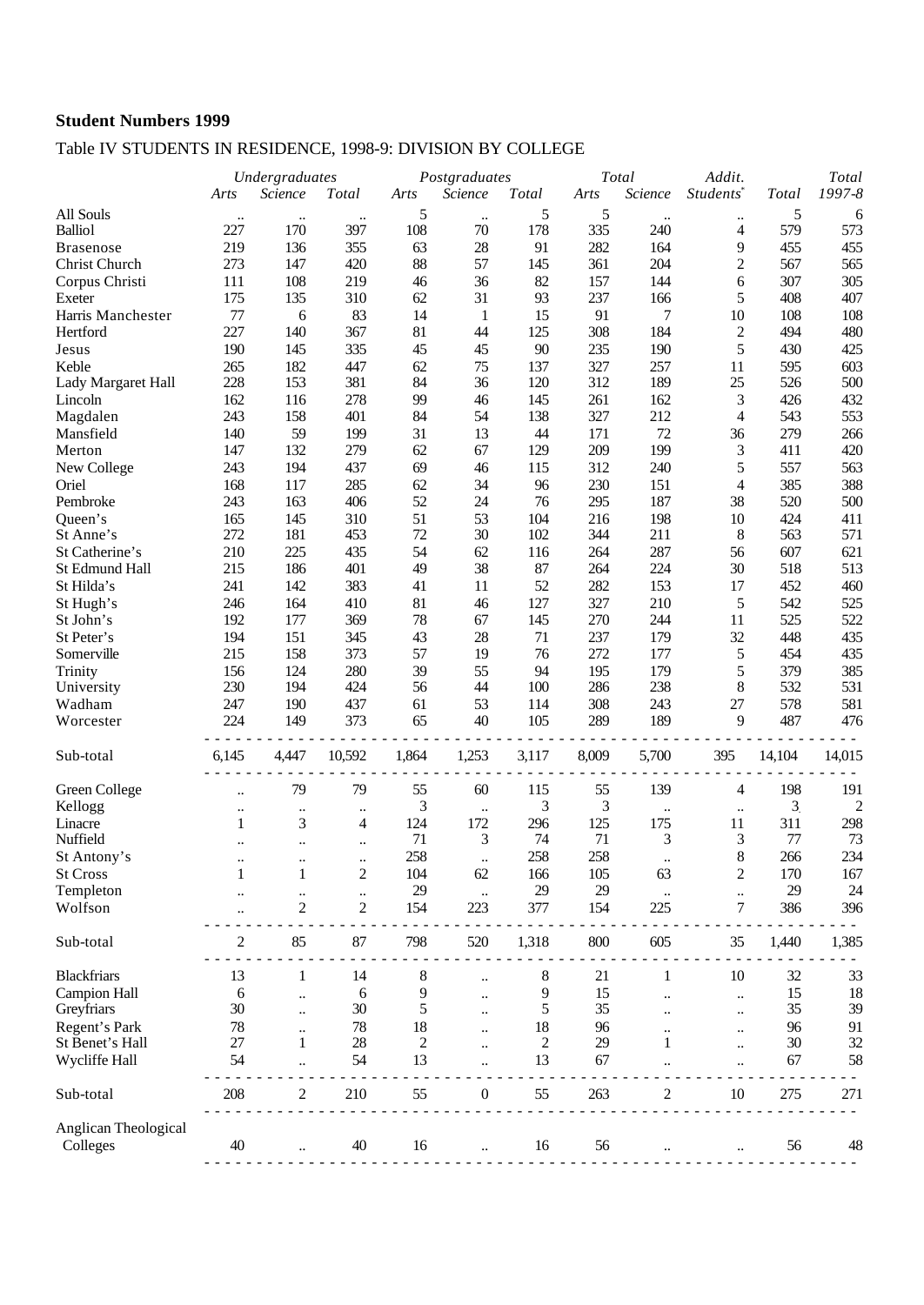**Student Numbers 1999**

Table IV STUDENTS IN RESIDENCE, 1998-9: DIVISION BY COLLEGE

| | *Undergraduates* | | | *Postgraduates* | | | *Total* | | *Addit.* | | *Total* |
|---|---|---|---|---|---|---|---|---|---|---|---|
| | *Arts* | *Science* | *Total* | *Arts* | *Science* | *Total* | *Arts* | *Science* | *Students** | *Total* | *1997-8* |
| All Souls | .. | .. | .. | 5 | .. | 5 | 5 | .. | .. | 5 | 6 |
| Balliol | 227 | 170 | 397 | 108 | 70 | 178 | 335 | 240 | 4 | 579 | 573 |
| Brasenose | 219 | 136 | 355 | 63 | 28 | 91 | 282 | 164 | 9 | 455 | 455 |
| Christ Church | 273 | 147 | 420 | 88 | 57 | 145 | 361 | 204 | 2 | 567 | 565 |
| Corpus Christi | 111 | 108 | 219 | 46 | 36 | 82 | 157 | 144 | 6 | 307 | 305 |
| Exeter | 175 | 135 | 310 | 62 | 31 | 93 | 237 | 166 | 5 | 408 | 407 |
| Harris Manchester | 77 | 6 | 83 | 14 | 1 | 15 | 91 | 7 | 10 | 108 | 108 |
| Hertford | 227 | 140 | 367 | 81 | 44 | 125 | 308 | 184 | 2 | 494 | 480 |
| Jesus | 190 | 145 | 335 | 45 | 45 | 90 | 235 | 190 | 5 | 430 | 425 |
| Keble | 265 | 182 | 447 | 62 | 75 | 137 | 327 | 257 | 11 | 595 | 603 |
| Lady Margaret Hall | 228 | 153 | 381 | 84 | 36 | 120 | 312 | 189 | 25 | 526 | 500 |
| Lincoln | 162 | 116 | 278 | 99 | 46 | 145 | 261 | 162 | 3 | 426 | 432 |
| Magdalen | 243 | 158 | 401 | 84 | 54 | 138 | 327 | 212 | 4 | 543 | 553 |
| Mansfield | 140 | 59 | 199 | 31 | 13 | 44 | 171 | 72 | 36 | 279 | 266 |
| Merton | 147 | 132 | 279 | 62 | 67 | 129 | 209 | 199 | 3 | 411 | 420 |
| New College | 243 | 194 | 437 | 69 | 46 | 115 | 312 | 240 | 5 | 557 | 563 |
| Oriel | 168 | 117 | 285 | 62 | 34 | 96 | 230 | 151 | 4 | 385 | 388 |
| Pembroke | 243 | 163 | 406 | 52 | 24 | 76 | 295 | 187 | 38 | 520 | 500 |
| Queen's | 165 | 145 | 310 | 51 | 53 | 104 | 216 | 198 | 10 | 424 | 411 |
| St Anne's | 272 | 181 | 453 | 72 | 30 | 102 | 344 | 211 | 8 | 563 | 571 |
| St Catherine's | 210 | 225 | 435 | 54 | 62 | 116 | 264 | 287 | 56 | 607 | 621 |
| St Edmund Hall | 215 | 186 | 401 | 49 | 38 | 87 | 264 | 224 | 30 | 518 | 513 |
| St Hilda's | 241 | 142 | 383 | 41 | 11 | 52 | 282 | 153 | 17 | 452 | 460 |
| St Hugh's | 246 | 164 | 410 | 81 | 46 | 127 | 327 | 210 | 5 | 542 | 525 |
| St John's | 192 | 177 | 369 | 78 | 67 | 145 | 270 | 244 | 11 | 525 | 522 |
| St Peter's | 194 | 151 | 345 | 43 | 28 | 71 | 237 | 179 | 32 | 448 | 435 |
| Somerville | 215 | 158 | 373 | 57 | 19 | 76 | 272 | 177 | 5 | 454 | 435 |
| Trinity | 156 | 124 | 280 | 39 | 55 | 94 | 195 | 179 | 5 | 379 | 385 |
| University | 230 | 194 | 424 | 56 | 44 | 100 | 286 | 238 | 8 | 532 | 531 |
| Wadham | 247 | 190 | 437 | 61 | 53 | 114 | 308 | 243 | 27 | 578 | 581 |
| Worcester | 224 | 149 | 373 | 65 | 40 | 105 | 289 | 189 | 9 | 487 | 476 |
| Sub-total | 6,145 | 4,447 | 10,592 | 1,864 | 1,253 | 3,117 | 8,009 | 5,700 | 395 | 14,104 | 14,015 |
| Green College | .. | 79 | 79 | 55 | 60 | 115 | 55 | 139 | 4 | 198 | 191 |
| Kellogg | .. | .. | .. | 3 | .. | 3 | 3 | .. | .. | 3 | 2 |
| Linacre | 1 | 3 | 4 | 124 | 172 | 296 | 125 | 175 | 11 | 311 | 298 |
| Nuffield | .. | .. | .. | 71 | 3 | 74 | 71 | 3 | 3 | 77 | 73 |
| St Antony's | .. | .. | .. | 258 | .. | 258 | 258 | .. | 8 | 266 | 234 |
| St Cross | 1 | 1 | 2 | 104 | 62 | 166 | 105 | 63 | 2 | 170 | 167 |
| Templeton | .. | .. | .. | 29 | .. | 29 | 29 | .. | .. | 29 | 24 |
| Wolfson | .. | 2 | 2 | 154 | 223 | 377 | 154 | 225 | 7 | 386 | 396 |
| Sub-total | 2 | 85 | 87 | 798 | 520 | 1,318 | 800 | 605 | 35 | 1,440 | 1,385 |
| Blackfriars | 13 | 1 | 14 | 8 | .. | 8 | 21 | 1 | 10 | 32 | 33 |
| Campion Hall | 6 | .. | 6 | 9 | .. | 9 | 15 | .. | .. | 15 | 18 |
| Greyfriars | 30 | .. | 30 | 5 | .. | 5 | 35 | .. | .. | 35 | 39 |
| Regent's Park | 78 | .. | 78 | 18 | .. | 18 | 96 | .. | .. | 96 | 91 |
| St Benet's Hall | 27 | 1 | 28 | 2 | .. | 2 | 29 | 1 | .. | 30 | 32 |
| Wycliffe Hall | 54 | .. | 54 | 13 | .. | 13 | 67 | .. | .. | 67 | 58 |
| Sub-total | 208 | 2 | 210 | 55 | 0 | 55 | 263 | 2 | 10 | 275 | 271 |
| Anglican Theological Colleges | 40 | .. | 40 | 16 | .. | 16 | 56 | .. | .. | 56 | 48 |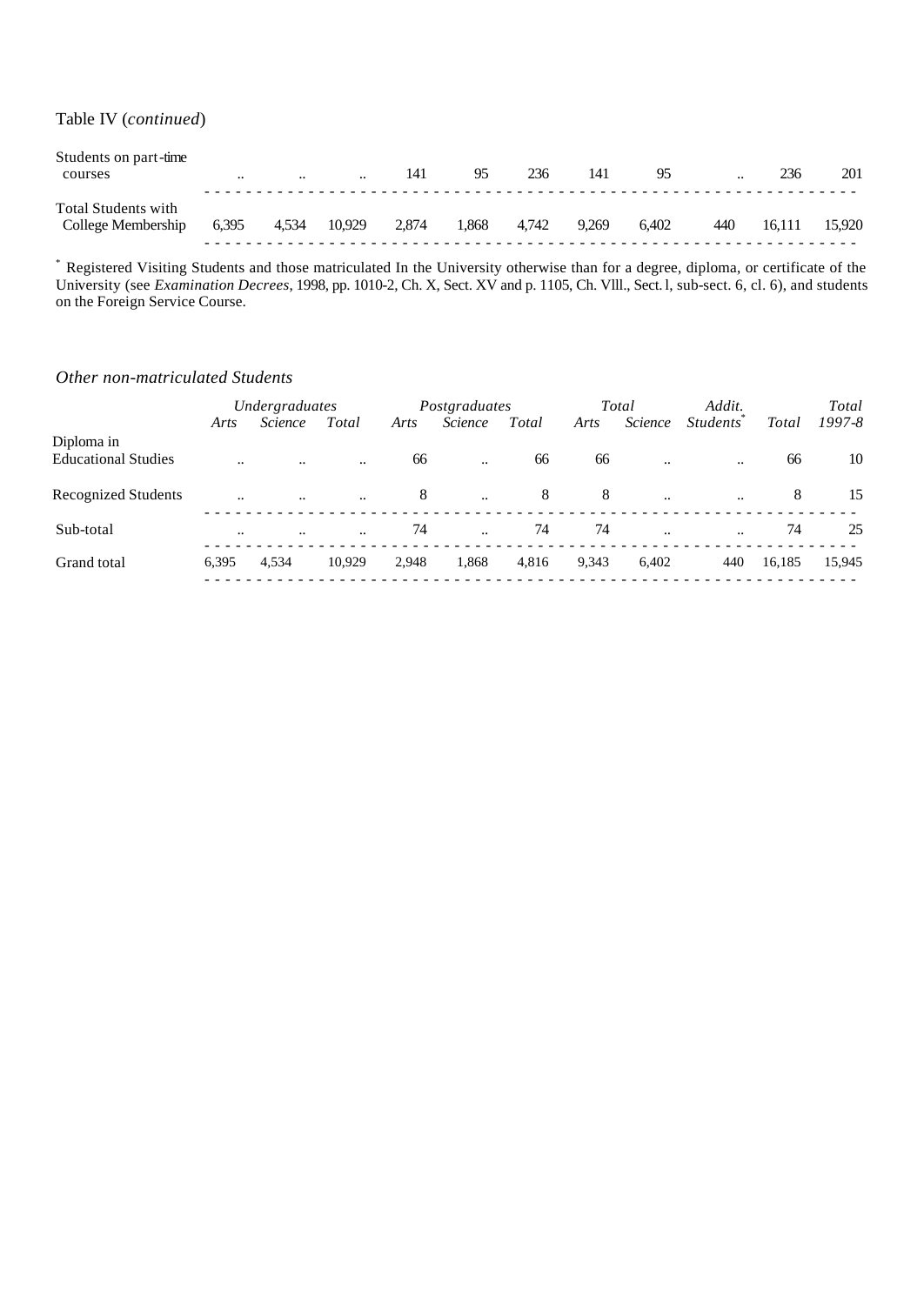Table IV (*continued*)

| | | | | | | | | | | | |
|---|---|---|---|---|---|---|---|---|---|---|---|
| Students on part-time courses | .. | .. | .. | 141 | 95 | 236 | 141 | 95 | .. | 236 | 201 |
| Total Students with College Membership | 6,395 | 4,534 | 10,929 | 2,874 | 1,868 | 4,742 | 9,269 | 6,402 | 440 | 16,111 | 15,920 |

* Registered Visiting Students and those matriculated In the University otherwise than for a degree, diploma, or certificate of the University (see *Examination Decrees*, 1998, pp. 1010-2, Ch. X, Sect. XV and p. 1105, Ch. VIII., Sect. l, sub-sect. 6, cl. 6), and students on the Foreign Service Course.

*Other non-matriculated Students*

| | *Undergraduates* | | | *Postgraduates* | | | *Total* | | *Addit.* | | *Total* |
|---|---|---|---|---|---|---|---|---|---|---|---|
| | *Arts* | *Science* | *Total* | *Arts* | *Science* | *Total* | *Arts* | *Science* | *Students** | *Total* | *1997-8* |
| Diploma in Educational Studies | .. | .. | .. | 66 | .. | 66 | 66 | .. | .. | 66 | 10 |
| Recognized Students | .. | .. | .. | 8 | .. | 8 | 8 | .. | .. | 8 | 15 |
| Sub-total | .. | .. | .. | 74 | .. | 74 | 74 | .. | .. | 74 | 25 |
| Grand total | 6,395 | 4,534 | 10,929 | 2,948 | 1,868 | 4,816 | 9,343 | 6,402 | 440 | 16,185 | 15,945 |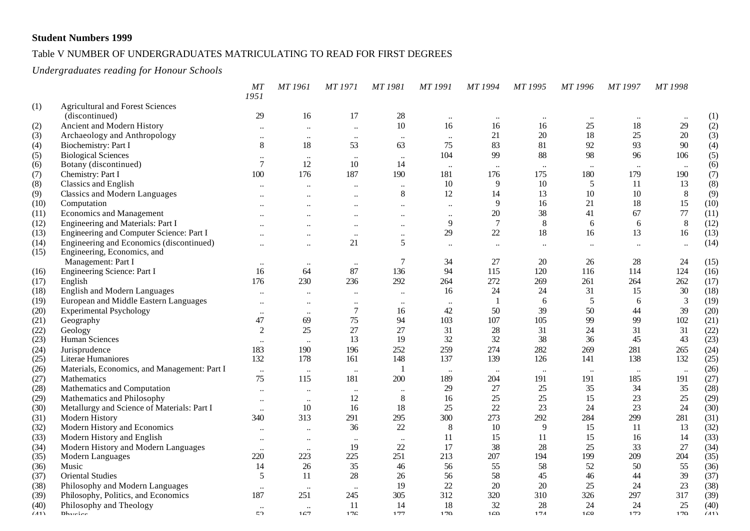**Student Numbers 1999**

Table V NUMBER OF UNDERGRADUATES MATRICULATING TO READ FOR FIRST DEGREES

*Undergraduates reading for Honour Schools*

| | | *MT 1951* | *MT 1961* | *MT 1971* | *MT 1981* | *MT 1991* | *MT 1994* | *MT 1995* | *MT 1996* | *MT 1997* | *MT 1998* | |
|---|---|---|---|---|---|---|---|---|---|---|---|---|
| (1) | Agricultural and Forest Sciences (discontinued) | 29 | 16 | 17 | 28 | .. | .. | .. | .. | .. | .. | (1) |
| (2) | Ancient and Modern History | .. | .. | .. | 10 | 16 | 16 | 16 | 25 | 18 | 29 | (2) |
| (3) | Archaeology and Anthropology | .. | .. | .. | .. | .. | 21 | 20 | 18 | 25 | 20 | (3) |
| (4) | Biochemistry: Part I | 8 | 18 | 53 | 63 | 75 | 83 | 81 | 92 | 93 | 90 | (4) |
| (5) | Biological Sciences | .. | .. | .. | .. | 104 | 99 | 88 | 98 | 96 | 106 | (5) |
| (6) | Botany (discontinued) | 7 | 12 | 10 | 14 | .. | .. | .. | .. | .. | .. | (6) |
| (7) | Chemistry: Part I | 100 | 176 | 187 | 190 | 181 | 176 | 175 | 180 | 179 | 190 | (7) |
| (8) | Classics and English | .. | .. | .. | .. | 10 | 9 | 10 | 5 | 11 | 13 | (8) |
| (9) | Classics and Modern Languages | .. | .. | .. | 8 | 12 | 14 | 13 | 10 | 10 | 8 | (9) |
| (10) | Computation | .. | .. | .. | .. | .. | 9 | 16 | 21 | 18 | 15 | (10) |
| (11) | Economics and Management | .. | .. | .. | .. | .. | 20 | 38 | 41 | 67 | 77 | (11) |
| (12) | Engineering and Materials: Part I | .. | .. | .. | .. | 9 | 7 | 8 | 6 | 6 | 8 | (12) |
| (13) | Engineering and Computer Science: Part I | .. | .. | .. | .. | 29 | 22 | 18 | 16 | 13 | 16 | (13) |
| (14) | Engineering and Economics (discontinued) | .. | .. | 21 | 5 | .. | .. | .. | .. | .. | .. | (14) |
| (15) | Engineering, Economics, and Management: Part I | .. | .. | .. | 7 | 34 | 27 | 20 | 26 | 28 | 24 | (15) |
| (16) | Engineering Science: Part I | 16 | 64 | 87 | 136 | 94 | 115 | 120 | 116 | 114 | 124 | (16) |
| (17) | English | 176 | 230 | 236 | 292 | 264 | 272 | 269 | 261 | 264 | 262 | (17) |
| (18) | English and Modern Languages | .. | .. | .. | .. | 16 | 24 | 24 | 31 | 15 | 30 | (18) |
| (19) | European and Middle Eastern Languages | .. | .. | .. | .. | .. | 1 | 6 | 5 | 6 | 3 | (19) |
| (20) | Experimental Psychology | .. | .. | 7 | 16 | 42 | 50 | 39 | 50 | 44 | 39 | (20) |
| (21) | Geography | 47 | 69 | 75 | 94 | 103 | 107 | 105 | 99 | 99 | 102 | (21) |
| (22) | Geology | 2 | 25 | 27 | 27 | 31 | 28 | 31 | 24 | 31 | 31 | (22) |
| (23) | Human Sciences | .. | .. | 13 | 19 | 32 | 32 | 38 | 36 | 45 | 43 | (23) |
| (24) | Jurisprudence | 183 | 190 | 196 | 252 | 259 | 274 | 282 | 269 | 281 | 265 | (24) |
| (25) | Literae Humaniores | 132 | 178 | 161 | 148 | 137 | 139 | 126 | 141 | 138 | 132 | (25) |
| (26) | Materials, Economics, and Management: Part I | .. | .. | .. | 1 | .. | .. | .. | .. | .. | .. | (26) |
| (27) | Mathematics | 75 | 115 | 181 | 200 | 189 | 204 | 191 | 191 | 185 | 191 | (27) |
| (28) | Mathematics and Computation | .. | .. | .. | .. | 29 | 27 | 25 | 35 | 34 | 35 | (28) |
| (29) | Mathematics and Philosophy | .. | .. | 12 | 8 | 16 | 25 | 25 | 15 | 23 | 25 | (29) |
| (30) | Metallurgy and Science of Materials: Part I | .. | 10 | 16 | 18 | 25 | 22 | 23 | 24 | 23 | 24 | (30) |
| (31) | Modern History | 340 | 313 | 291 | 295 | 300 | 273 | 292 | 284 | 299 | 281 | (31) |
| (32) | Modern History and Economics | .. | .. | 36 | 22 | 8 | 10 | 9 | 15 | 11 | 13 | (32) |
| (33) | Modern History and English | .. | .. | .. | .. | 11 | 15 | 11 | 15 | 16 | 14 | (33) |
| (34) | Modern History and Modern Languages | .. | .. | 19 | 22 | 17 | 38 | 28 | 25 | 33 | 27 | (34) |
| (35) | Modern Languages | 220 | 223 | 225 | 251 | 213 | 207 | 194 | 199 | 209 | 204 | (35) |
| (36) | Music | 14 | 26 | 35 | 46 | 56 | 55 | 58 | 52 | 50 | 55 | (36) |
| (37) | Oriental Studies | 5 | 11 | 28 | 26 | 56 | 58 | 45 | 46 | 44 | 39 | (37) |
| (38) | Philosophy and Modern Languages | .. | .. | .. | 19 | 22 | 20 | 20 | 25 | 24 | 23 | (38) |
| (39) | Philosophy, Politics, and Economics | 187 | 251 | 245 | 305 | 312 | 320 | 310 | 326 | 297 | 317 | (39) |
| (40) | Philosophy and Theology | .. | .. | 11 | 14 | 18 | 32 | 28 | 24 | 24 | 25 | (40) |
| (41) | Physics | 52 | 167 | 176 | 177 | 179 | 169 | 174 | 168 | 173 | 179 | (41) |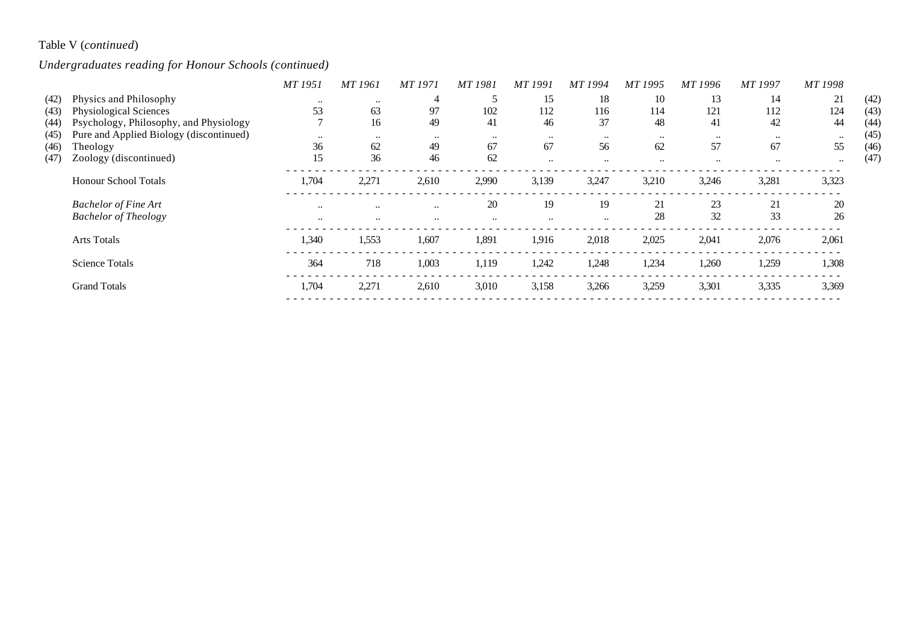Table V (*continued*)

*Undergraduates reading for Honour Schools (continued)*

| | | *MT 1951* | *MT 1961* | *MT 1971* | *MT 1981* | *MT 1991* | *MT 1994* | *MT 1995* | *MT 1996* | *MT 1997* | *MT 1998* | |
|---|---|---|---|---|---|---|---|---|---|---|---|---|
| (42) | Physics and Philosophy | .. | .. | 4 | 5 | 15 | 18 | 10 | 13 | 14 | 21 | (42) |
| (43) | Physiological Sciences | 53 | 63 | 97 | 102 | 112 | 116 | 114 | 121 | 112 | 124 | (43) |
| (44) | Psychology, Philosophy, and Physiology | 7 | 16 | 49 | 41 | 46 | 37 | 48 | 41 | 42 | 44 | (44) |
| (45) | Pure and Applied Biology (discontinued) | .. | .. | .. | .. | .. | .. | .. | .. | .. | .. | (45) |
| (46) | Theology | 36 | 62 | 49 | 67 | 67 | 56 | 62 | 57 | 67 | 55 | (46) |
| (47) | Zoology (discontinued) | 15 | 36 | 46 | 62 | .. | .. | .. | .. | .. | .. | (47) |
| | Honour School Totals | 1,704 | 2,271 | 2,610 | 2,990 | 3,139 | 3,247 | 3,210 | 3,246 | 3,281 | 3,323 | |
| | *Bachelor of Fine Art* | .. | .. | .. | 20 | 19 | 19 | 21 | 23 | 21 | 20 | |
| | *Bachelor of Theology* | .. | .. | .. | .. | .. | .. | 28 | 32 | 33 | 26 | |
| | Arts Totals | 1,340 | 1,553 | 1,607 | 1,891 | 1,916 | 2,018 | 2,025 | 2,041 | 2,076 | 2,061 | |
| | Science Totals | 364 | 718 | 1,003 | 1,119 | 1,242 | 1,248 | 1,234 | 1,260 | 1,259 | 1,308 | |
| | Grand Totals | 1,704 | 2,271 | 2,610 | 3,010 | 3,158 | 3,266 | 3,259 | 3,301 | 3,335 | 3,369 | |